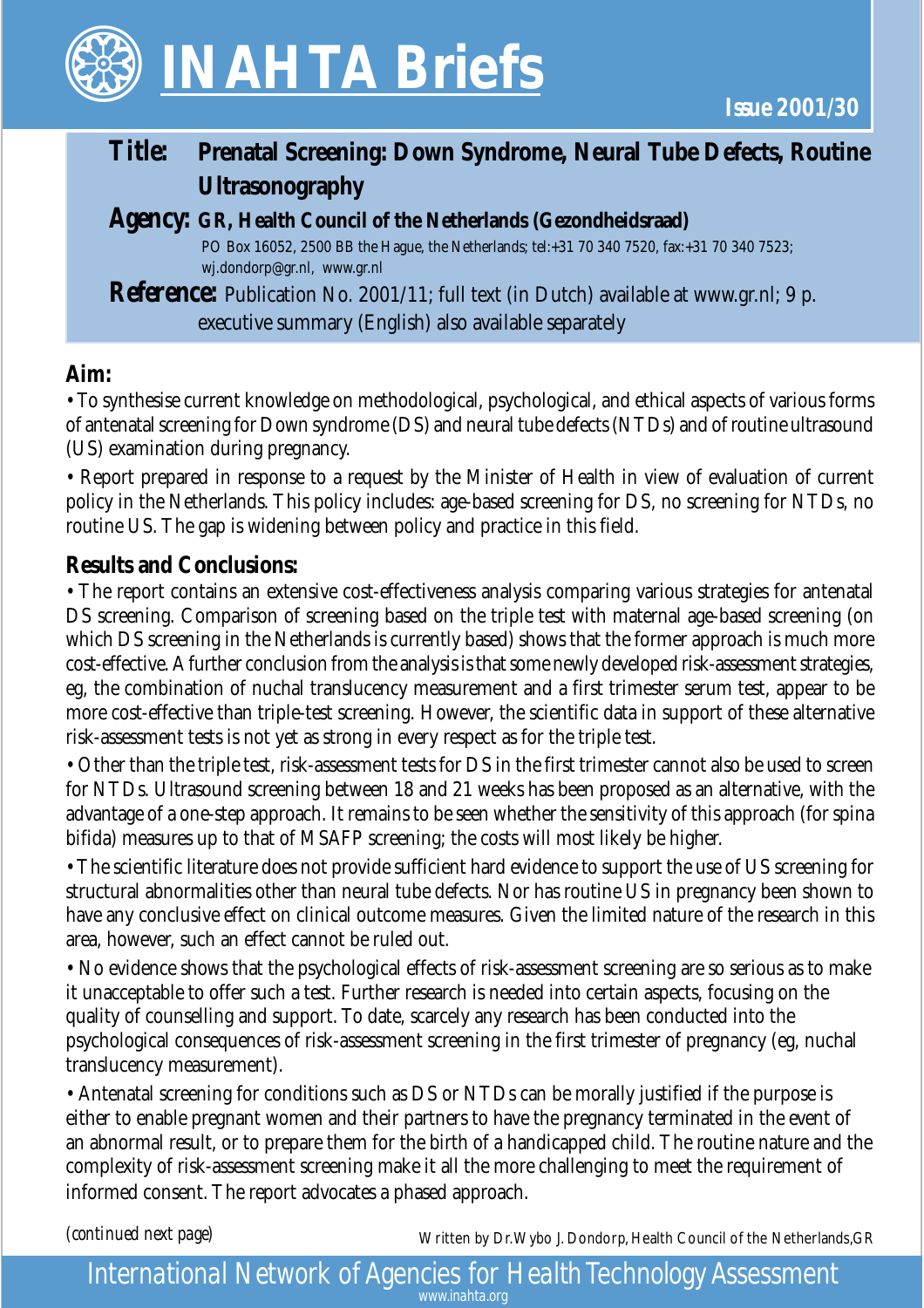# INAHTA Briefs

**Issue 2001/30**

**Title:** **Prenatal Screening: Down Syndrome, Neural Tube Defects, Routine Ultrasonography**

**Agency:** **GR, Health Council of the Netherlands (Gezondheidsraad)**
PO Box 16052, 2500 BB the Hague, the Netherlands; tel:+31 70 340 7520, fax:+31 70 340 7523; wj.dondorp@gr.nl, www.gr.nl

**Reference:** Publication No. 2001/11; full text (in Dutch) available at www.gr.nl; 9 p. executive summary (English) also available separately

## Aim:

• To synthesise current knowledge on methodological, psychological, and ethical aspects of various forms of antenatal screening for Down syndrome (DS) and neural tube defects (NTDs) and of routine ultrasound (US) examination during pregnancy.

• Report prepared in response to a request by the Minister of Health in view of evaluation of current policy in the Netherlands. This policy includes: age-based screening for DS, no screening for NTDs, no routine US. The gap is widening between policy and practice in this field.

## Results and Conclusions:

• The report contains an extensive cost-effectiveness analysis comparing various strategies for antenatal DS screening. Comparison of screening based on the triple test with maternal age-based screening (on which DS screening in the Netherlands is currently based) shows that the former approach is much more cost-effective. A further conclusion from the analysis is that some newly developed risk-assessment strategies, eg, the combination of nuchal translucency measurement and a first trimester serum test, appear to be more cost-effective than triple-test screening. However, the scientific data in support of these alternative risk-assessment tests is not yet as strong in every respect as for the triple test.

• Other than the triple test, risk-assessment tests for DS in the first trimester cannot also be used to screen for NTDs. Ultrasound screening between 18 and 21 weeks has been proposed as an alternative, with the advantage of a one-step approach. It remains to be seen whether the sensitivity of this approach (for spina bifida) measures up to that of MSAFP screening; the costs will most likely be higher.

• The scientific literature does not provide sufficient hard evidence to support the use of US screening for structural abnormalities other than neural tube defects. Nor has routine US in pregnancy been shown to have any conclusive effect on clinical outcome measures. Given the limited nature of the research in this area, however, such an effect cannot be ruled out.

• No evidence shows that the psychological effects of risk-assessment screening are so serious as to make it unacceptable to offer such a test. Further research is needed into certain aspects, focusing on the quality of counselling and support. To date, scarcely any research has been conducted into the psychological consequences of risk-assessment screening in the first trimester of pregnancy (eg, nuchal translucency measurement).

• Antenatal screening for conditions such as DS or NTDs can be morally justified if the purpose is either to enable pregnant women and their partners to have the pregnancy terminated in the event of an abnormal result, or to prepare them for the birth of a handicapped child. The routine nature and the complexity of risk-assessment screening make it all the more challenging to meet the requirement of informed consent. The report advocates a phased approach.

*(continued next page)*

Written by Dr.Wybo J. Dondorp, Health Council of the Netherlands,GR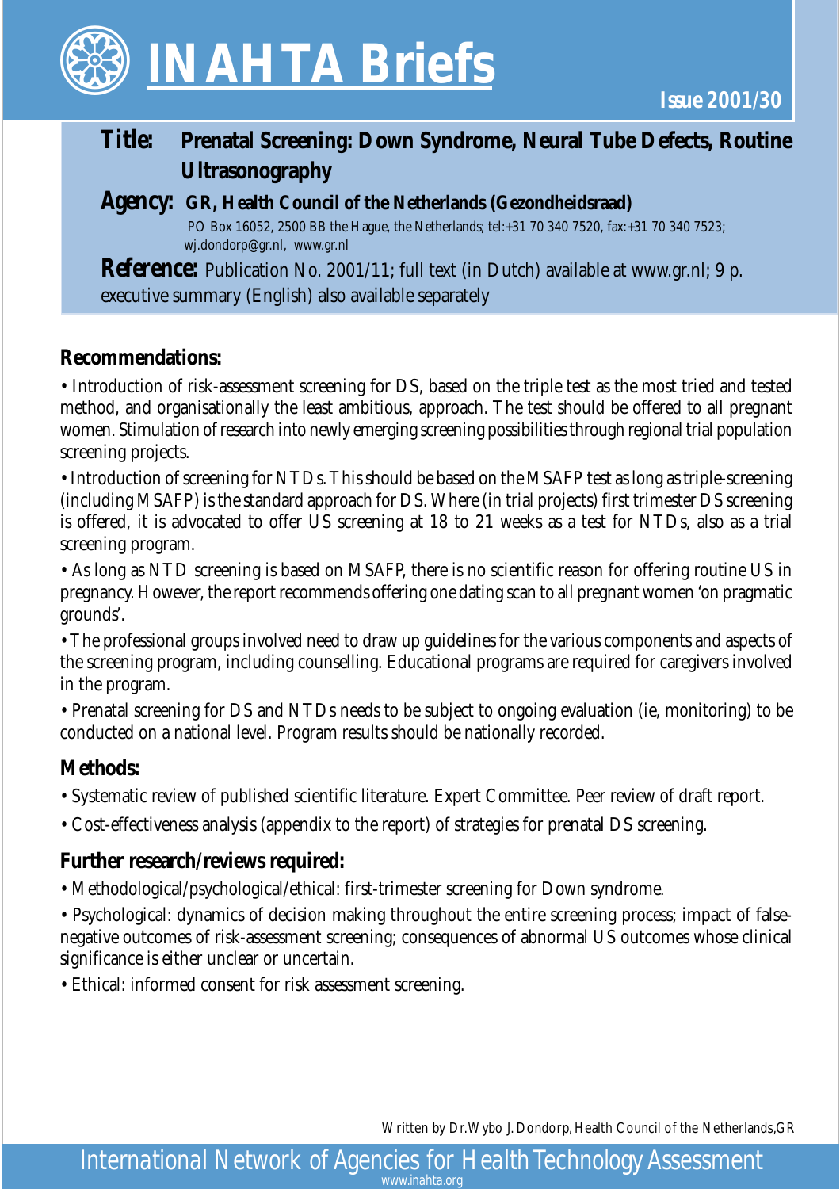# INAHTA Briefs

**Issue 2001/30**

**Title:** **Prenatal Screening: Down Syndrome, Neural Tube Defects, Routine Ultrasonography**

**Agency:** **GR, Health Council of the Netherlands (Gezondheidsraad)**
PO Box 16052, 2500 BB the Hague, the Netherlands; tel:+31 70 340 7520, fax:+31 70 340 7523; wj.dondorp@gr.nl, www.gr.nl

**Reference:** Publication No. 2001/11; full text (in Dutch) available at www.gr.nl; 9 p. executive summary (English) also available separately

## Recommendations:

- Introduction of risk-assessment screening for DS, based on the triple test as the most tried and tested method, and organisationally the least ambitious, approach. The test should be offered to all pregnant women. Stimulation of research into newly emerging screening possibilities through regional trial population screening projects.
- Introduction of screening for NTDs. This should be based on the MSAFP test as long as triple-screening (including MSAFP) is the standard approach for DS. Where (in trial projects) first trimester DS screening is offered, it is advocated to offer US screening at 18 to 21 weeks as a test for NTDs, also as a trial screening program.
- As long as NTD screening is based on MSAFP, there is no scientific reason for offering routine US in pregnancy. However, the report recommends offering one dating scan to all pregnant women 'on pragmatic grounds'.
- The professional groups involved need to draw up guidelines for the various components and aspects of the screening program, including counselling. Educational programs are required for caregivers involved in the program.
- Prenatal screening for DS and NTDs needs to be subject to ongoing evaluation (ie, monitoring) to be conducted on a national level. Program results should be nationally recorded.

## Methods:

- Systematic review of published scientific literature. Expert Committee. Peer review of draft report.
- Cost-effectiveness analysis (appendix to the report) of strategies for prenatal DS screening.

## Further research/reviews required:

- Methodological/psychological/ethical: first-trimester screening for Down syndrome.
- Psychological: dynamics of decision making throughout the entire screening process; impact of false-negative outcomes of risk-assessment screening; consequences of abnormal US outcomes whose clinical significance is either unclear or uncertain.
- Ethical: informed consent for risk assessment screening.

Written by Dr.Wybo J. Dondorp, Health Council of the Netherlands,GR

International Network of Agencies for Health Technology Assessment
www.inahta.org